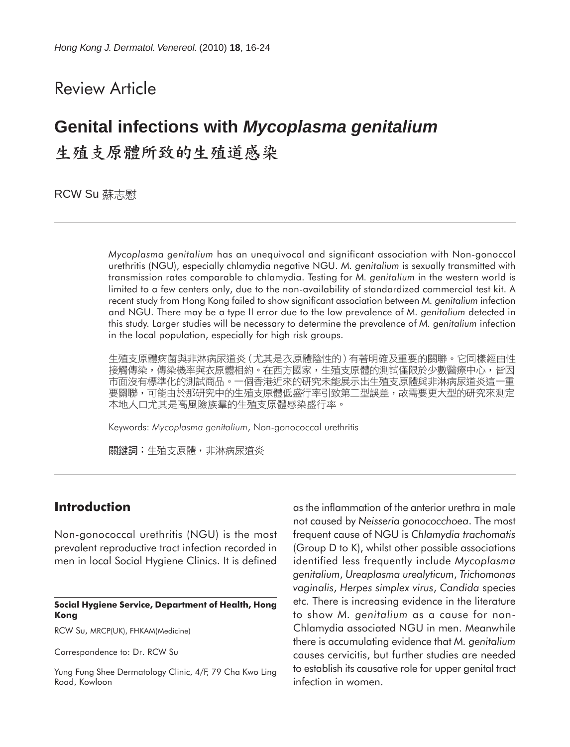Review Article

# Genital infections with *Mycoplasma genitalium*

# 生殖支原體所致的生殖道感染

RCW Su 蘇志慰

*Mycoplasma genitalium* has an unequivocal and significant association with Non-gonoccal urethritis (NGU), especially chlamydia negative NGU. *M. genitalium* is sexually transmitted with transmission rates comparable to chlamydia. Testing for *M. genitalium* in the western world is limited to a few centers only, due to the non-availability of standardized commercial test kit. A recent study from Hong Kong failed to show significant association between *M. genitalium* infection and NGU. There may be a type II error due to the low prevalence of *M. genitalium* detected in this study. Larger studies will be necessary to determine the prevalence of *M. genitalium* infection in the local population, especially for high risk groups.

生殖支原體病菌與非淋病尿道炎(尤其是衣原體陰性的)有著明確及重要的關聯。它同樣經由性接觸傳染，傳染機率與衣原體相約。在西方國家，生殖支原體的測試僅限於少數醫療中心，皆因市面沒有標準化的測試商品。一個香港近來的研究未能展示出生殖支原體與非淋病尿道炎這一重要關聯，可能由於那研究中的生殖支原體低盛行率引致第二型誤差，故需要更大型的研究來測定本地人口尤其是高風險族羣的生殖支原體感染盛行率。

Keywords: *Mycoplasma genitalium*, Non-gonococcal urethritis

**關鍵詞**：生殖支原體，非淋病尿道炎

## Introduction

Non-gonococcal urethritis (NGU) is the most prevalent reproductive tract infection recorded in men in local Social Hygiene Clinics. It is defined as the inflammation of the anterior urethra in male not caused by *Neisseria gonococchoea*. The most frequent cause of NGU is *Chlamydia trachomatis* (Group D to K), whilst other possible associations identified less frequently include *Mycoplasma genitalium*, *Ureaplasma urealyticum*, *Trichomonas vaginalis*, *Herpes simplex virus*, *Candida* species etc. There is increasing evidence in the literature to show *M. genitalium* as a cause for non-Chlamydia associated NGU in men. Meanwhile there is accumulating evidence that *M. genitalium* causes cervicitis, but further studies are needed to establish its causative role for upper genital tract infection in women.

**Social Hygiene Service, Department of Health, Hong Kong**

RCW Su, MRCP(UK), FHKAM(Medicine)

Correspondence to: Dr. RCW Su

Yung Fung Shee Dermatology Clinic, 4/F, 79 Cha Kwo Ling Road, Kowloon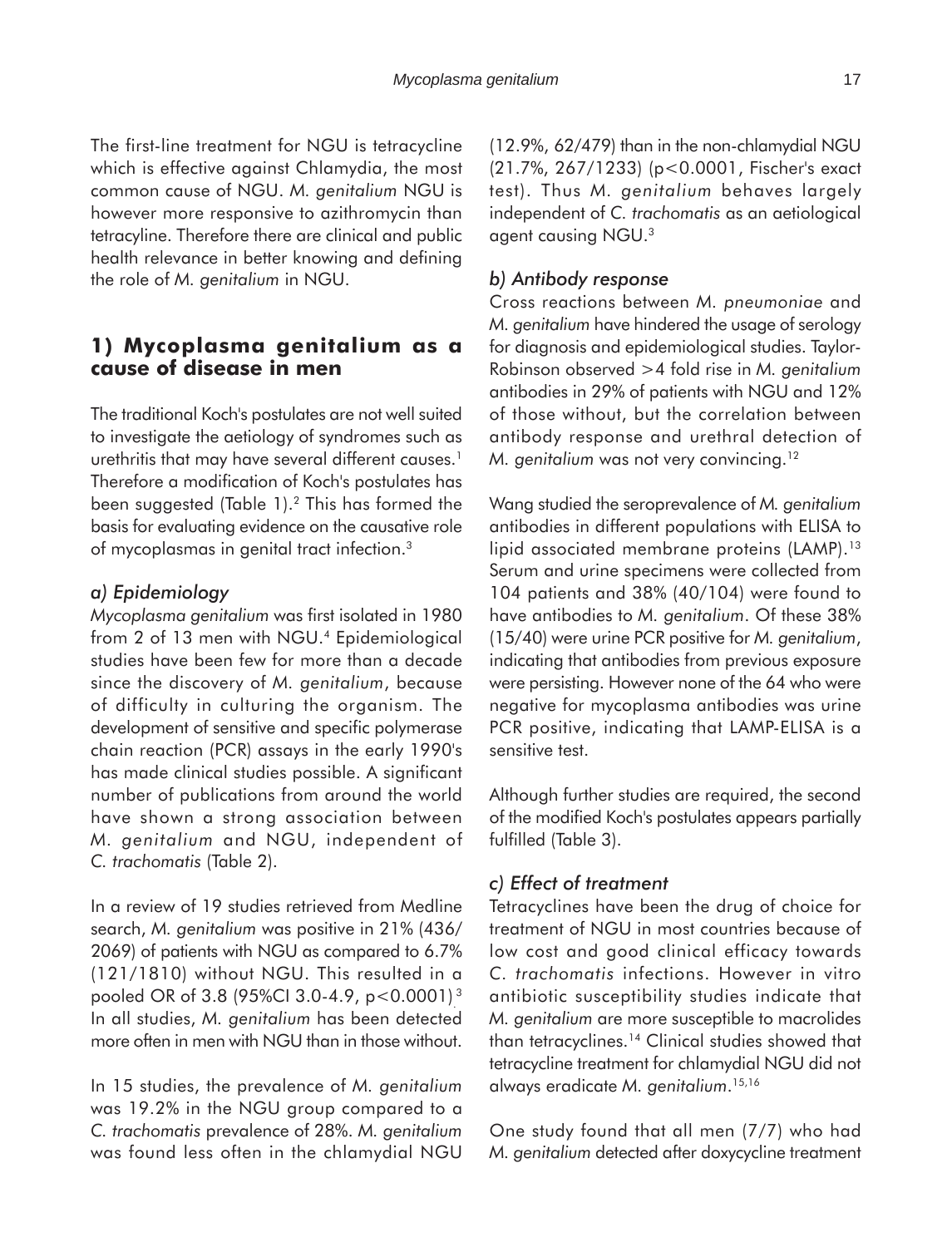The first-line treatment for NGU is tetracycline which is effective against Chlamydia, the most common cause of NGU. *M. genitalium* NGU is however more responsive to azithromycin than tetracyline. Therefore there are clinical and public health relevance in better knowing and defining the role of *M. genitalium* in NGU.

## 1) Mycoplasma genitalium as a cause of disease in men

The traditional Koch's postulates are not well suited to investigate the aetiology of syndromes such as urethritis that may have several different causes.[1] Therefore a modification of Koch's postulates has been suggested (Table 1).[2] This has formed the basis for evaluating evidence on the causative role of mycoplasmas in genital tract infection.[3]

### *a) Epidemiology*

*Mycoplasma genitalium* was first isolated in 1980 from 2 of 13 men with NGU.[4] Epidemiological studies have been few for more than a decade since the discovery of *M. genitalium*, because of difficulty in culturing the organism. The development of sensitive and specific polymerase chain reaction (PCR) assays in the early 1990's has made clinical studies possible. A significant number of publications from around the world have shown a strong association between *M. genitalium* and NGU, independent of *C. trachomatis* (Table 2).

In a review of 19 studies retrieved from Medline search, *M. genitalium* was positive in 21% (436/2069) of patients with NGU as compared to 6.7% (121/1810) without NGU. This resulted in a pooled OR of 3.8 (95%CI 3.0-4.9, $p<0.0001$)[3]. In all studies, *M. genitalium* has been detected more often in men with NGU than in those without.

In 15 studies, the prevalence of *M. genitalium* was 19.2% in the NGU group compared to a *C. trachomatis* prevalence of 28%. *M. genitalium* was found less often in the chlamydial NGU (12.9%, 62/479) than in the non-chlamydial NGU (21.7%, 267/1233) ($p<0.0001$, Fischer's exact test). Thus *M. genitalium* behaves largely independent of *C. trachomatis* as an aetiological agent causing NGU.[3]

### *b) Antibody response*

Cross reactions between *M. pneumoniae* and *M. genitalium* have hindered the usage of serology for diagnosis and epidemiological studies. Taylor-Robinson observed >4 fold rise in *M. genitalium* antibodies in 29% of patients with NGU and 12% of those without, but the correlation between antibody response and urethral detection of *M. genitalium* was not very convincing.[12]

Wang studied the seroprevalence of *M. genitalium* antibodies in different populations with ELISA to lipid associated membrane proteins (LAMP).[13] Serum and urine specimens were collected from 104 patients and 38% (40/104) were found to have antibodies to *M. genitalium*. Of these 38% (15/40) were urine PCR positive for *M. genitalium*, indicating that antibodies from previous exposure were persisting. However none of the 64 who were negative for mycoplasma antibodies was urine PCR positive, indicating that LAMP-ELISA is a sensitive test.

Although further studies are required, the second of the modified Koch's postulates appears partially fulfilled (Table 3).

### *c) Effect of treatment*

Tetracyclines have been the drug of choice for treatment of NGU in most countries because of low cost and good clinical efficacy towards *C. trachomatis* infections. However in vitro antibiotic susceptibility studies indicate that *M. genitalium* are more susceptible to macrolides than tetracyclines.[14] Clinical studies showed that tetracycline treatment for chlamydial NGU did not always eradicate *M. genitalium*.[15,16]

One study found that all men (7/7) who had *M. genitalium* detected after doxycycline treatment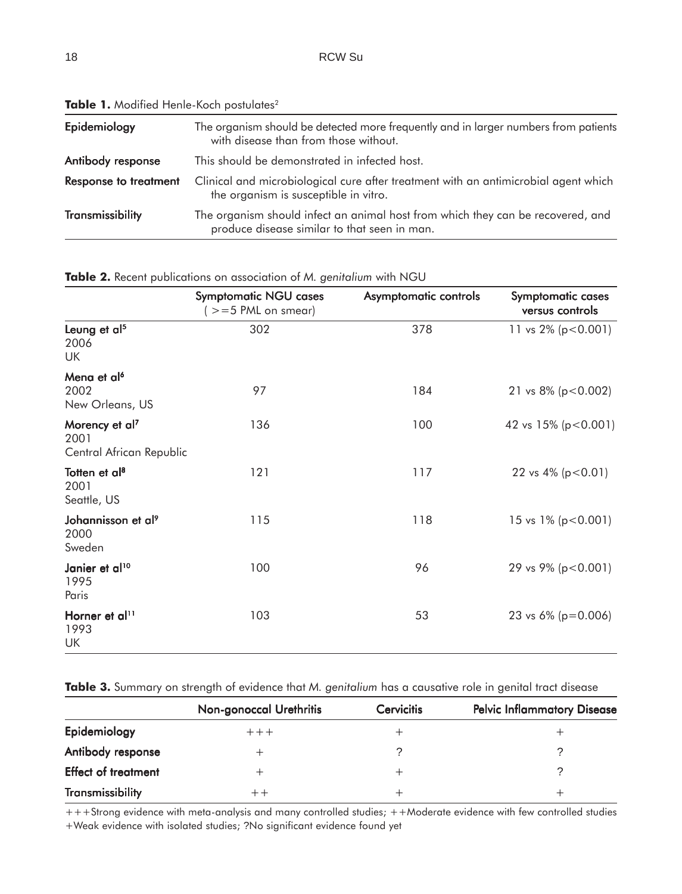**Table 1.** Modified Henle-Koch postulates[2]

| | |
|---|---|
| **Epidemiology** | The organism should be detected more frequently and in larger numbers from patients with disease than from those without. |
| **Antibody response** | This should be demonstrated in infected host. |
| **Response to treatment** | Clinical and microbiological cure after treatment with an antimicrobial agent which the organism is susceptible in vitro. |
| **Transmissibility** | The organism should infect an animal host from which they can be recovered, and produce disease similar to that seen in man. |

**Table 2.** Recent publications on association of *M. genitalium* with NGU

| | Symptomatic NGU cases ( >=5 PML on smear) | Asymptomatic controls | Symptomatic cases versus controls |
|---|---|---|---|
| **Leung et al[5]** 2006 UK | 302 | 378 | 11 vs 2% ($p<0.001$) |
| **Mena et al[6]** 2002 New Orleans, US | 97 | 184 | 21 vs 8% ($p<0.002$) |
| **Morency et al[7]** 2001 Central African Republic | 136 | 100 | 42 vs 15% ($p<0.001$) |
| **Totten et al[8]** 2001 Seattle, US | 121 | 117 | 22 vs 4% ($p<0.01$) |
| **Johannisson et al[9]** 2000 Sweden | 115 | 118 | 15 vs 1% ($p<0.001$) |
| **Janier et al[10]** 1995 Paris | 100 | 96 | 29 vs 9% ($p<0.001$) |
| **Horner et al[11]** 1993 UK | 103 | 53 | 23 vs 6% ($p=0.006$) |

**Table 3.** Summary on strength of evidence that *M. genitalium* has a causative role in genital tract disease

| | Non-gonoccal Urethritis | Cervicitis | Pelvic Inflammatory Disease |
|---|---|---|---|
| **Epidemiology** | +++ | + | + |
| **Antibody response** | + | ? | ? |
| **Effect of treatment** | + | + | ? |
| **Transmissibility** | ++ | + | + |

+++Strong evidence with meta-analysis and many controlled studies; ++Moderate evidence with few controlled studies
+Weak evidence with isolated studies; ?No significant evidence found yet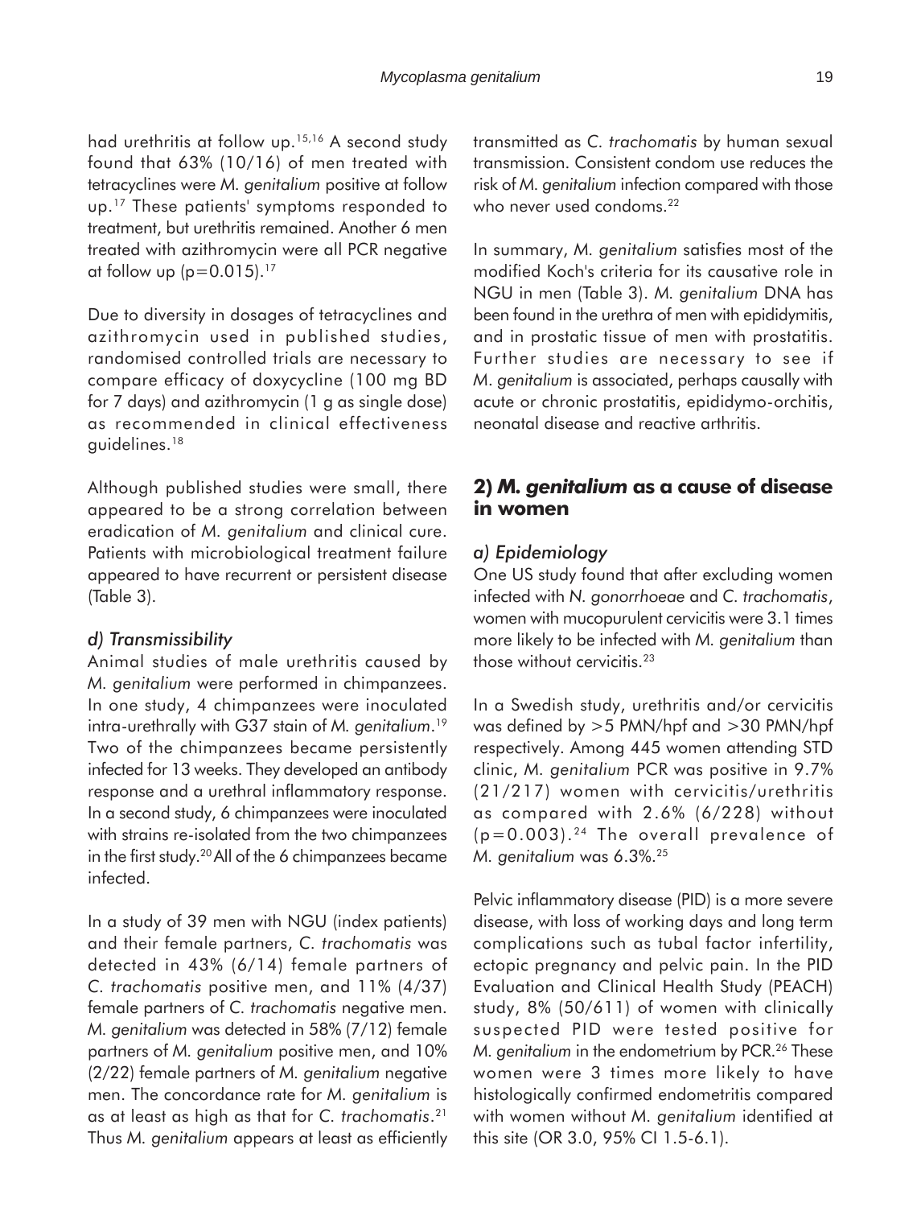had urethritis at follow up.[15,16] A second study found that 63% (10/16) of men treated with tetracyclines were *M. genitalium* positive at follow up.[17] These patients' symptoms responded to treatment, but urethritis remained. Another 6 men treated with azithromycin were all PCR negative at follow up ($p=0.015$).[17]

Due to diversity in dosages of tetracyclines and azithromycin used in published studies, randomised controlled trials are necessary to compare efficacy of doxycycline (100 mg BD for 7 days) and azithromycin (1 g as single dose) as recommended in clinical effectiveness guidelines.[18]

Although published studies were small, there appeared to be a strong correlation between eradication of *M. genitalium* and clinical cure. Patients with microbiological treatment failure appeared to have recurrent or persistent disease (Table 3).

### *d) Transmissibility*

Animal studies of male urethritis caused by *M. genitalium* were performed in chimpanzees. In one study, 4 chimpanzees were inoculated intra-urethrally with G37 stain of *M. genitalium*.[19] Two of the chimpanzees became persistently infected for 13 weeks. They developed an antibody response and a urethral inflammatory response. In a second study, 6 chimpanzees were inoculated with strains re-isolated from the two chimpanzees in the first study.[20] All of the 6 chimpanzees became infected.

In a study of 39 men with NGU (index patients) and their female partners, *C. trachomatis* was detected in 43% (6/14) female partners of *C. trachomatis* positive men, and 11% (4/37) female partners of *C. trachomatis* negative men. *M. genitalium* was detected in 58% (7/12) female partners of *M. genitalium* positive men, and 10% (2/22) female partners of *M. genitalium* negative men. The concordance rate for *M. genitalium* is as at least as high as that for *C. trachomatis*.[21] Thus *M. genitalium* appears at least as efficiently transmitted as *C. trachomatis* by human sexual transmission. Consistent condom use reduces the risk of *M. genitalium* infection compared with those who never used condoms.[22]

In summary, *M. genitalium* satisfies most of the modified Koch's criteria for its causative role in NGU in men (Table 3). *M. genitalium* DNA has been found in the urethra of men with epididymitis, and in prostatic tissue of men with prostatitis. Further studies are necessary to see if *M. genitalium* is associated, perhaps causally with acute or chronic prostatitis, epididymo-orchitis, neonatal disease and reactive arthritis.

## 2) *M. genitalium* as a cause of disease in women

### *a) Epidemiology*

One US study found that after excluding women infected with *N. gonorrhoeae* and *C. trachomatis*, women with mucopurulent cervicitis were 3.1 times more likely to be infected with *M. genitalium* than those without cervicitis.[23]

In a Swedish study, urethritis and/or cervicitis was defined by >5 PMN/hpf and >30 PMN/hpf respectively. Among 445 women attending STD clinic, *M. genitalium* PCR was positive in 9.7% (21/217) women with cervicitis/urethritis as compared with 2.6% (6/228) without ($p=0.003$).[24] The overall prevalence of *M. genitalium* was 6.3%.[25]

Pelvic inflammatory disease (PID) is a more severe disease, with loss of working days and long term complications such as tubal factor infertility, ectopic pregnancy and pelvic pain. In the PID Evaluation and Clinical Health Study (PEACH) study, 8% (50/611) of women with clinically suspected PID were tested positive for *M. genitalium* in the endometrium by PCR.[26] These women were 3 times more likely to have histologically confirmed endometritis compared with women without *M. genitalium* identified at this site (OR 3.0, 95% CI 1.5-6.1).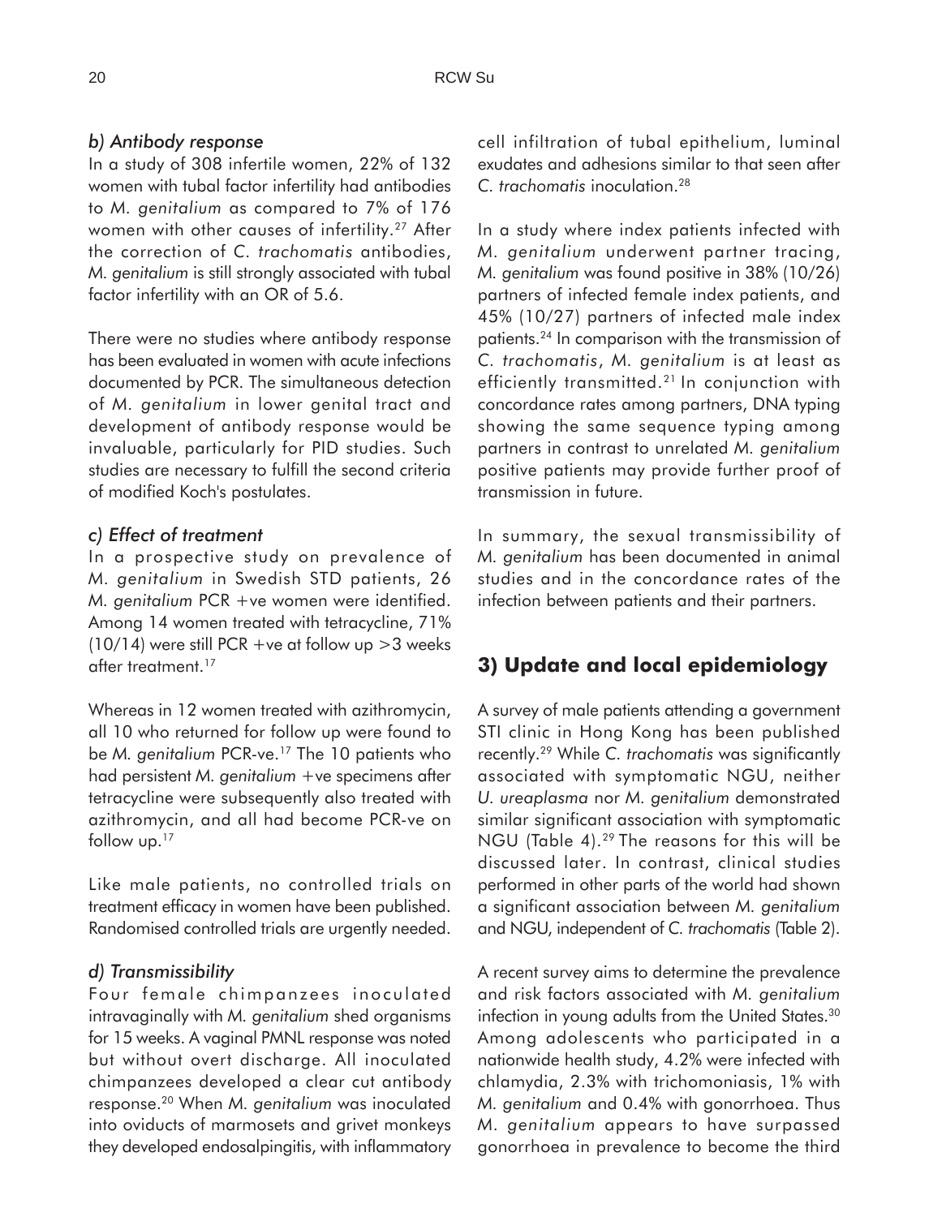#### *b) Antibody response*

In a study of 308 infertile women, 22% of 132 women with tubal factor infertility had antibodies to *M. genitalium* as compared to 7% of 176 women with other causes of infertility.[27] After the correction of *C. trachomatis* antibodies, *M. genitalium* is still strongly associated with tubal factor infertility with an OR of 5.6.

There were no studies where antibody response has been evaluated in women with acute infections documented by PCR. The simultaneous detection of *M. genitalium* in lower genital tract and development of antibody response would be invaluable, particularly for PID studies. Such studies are necessary to fulfill the second criteria of modified Koch's postulates.

#### *c) Effect of treatment*

In a prospective study on prevalence of *M. genitalium* in Swedish STD patients, 26 *M. genitalium* PCR +ve women were identified. Among 14 women treated with tetracycline, 71% (10/14) were still PCR +ve at follow up >3 weeks after treatment.[17]

Whereas in 12 women treated with azithromycin, all 10 who returned for follow up were found to be *M. genitalium* PCR-ve.[17] The 10 patients who had persistent *M. genitalium* +ve specimens after tetracycline were subsequently also treated with azithromycin, and all had become PCR-ve on follow up.[17]

Like male patients, no controlled trials on treatment efficacy in women have been published. Randomised controlled trials are urgently needed.

#### *d) Transmissibility*

Four female chimpanzees inoculated intravaginally with *M. genitalium* shed organisms for 15 weeks. A vaginal PMNL response was noted but without overt discharge. All inoculated chimpanzees developed a clear cut antibody response.[20] When *M. genitalium* was inoculated into oviducts of marmosets and grivet monkeys they developed endosalpingitis, with inflammatory cell infiltration of tubal epithelium, luminal exudates and adhesions similar to that seen after *C. trachomatis* inoculation.[28]

In a study where index patients infected with *M. genitalium* underwent partner tracing, *M. genitalium* was found positive in 38% (10/26) partners of infected female index patients, and 45% (10/27) partners of infected male index patients.[24] In comparison with the transmission of *C. trachomatis*, *M. genitalium* is at least as efficiently transmitted.[21] In conjunction with concordance rates among partners, DNA typing showing the same sequence typing among partners in contrast to unrelated *M. genitalium* positive patients may provide further proof of transmission in future.

In summary, the sexual transmissibility of *M. genitalium* has been documented in animal studies and in the concordance rates of the infection between patients and their partners.

## 3) Update and local epidemiology

A survey of male patients attending a government STI clinic in Hong Kong has been published recently.[29] While *C. trachomatis* was significantly associated with symptomatic NGU, neither *U. ureaplasma* nor *M. genitalium* demonstrated similar significant association with symptomatic NGU (Table 4).[29] The reasons for this will be discussed later. In contrast, clinical studies performed in other parts of the world had shown a significant association between *M. genitalium* and NGU, independent of *C. trachomatis* (Table 2).

A recent survey aims to determine the prevalence and risk factors associated with *M. genitalium* infection in young adults from the United States.[30] Among adolescents who participated in a nationwide health study, 4.2% were infected with chlamydia, 2.3% with trichomoniasis, 1% with *M. genitalium* and 0.4% with gonorrhoea. Thus *M. genitalium* appears to have surpassed gonorrhoea in prevalence to become the third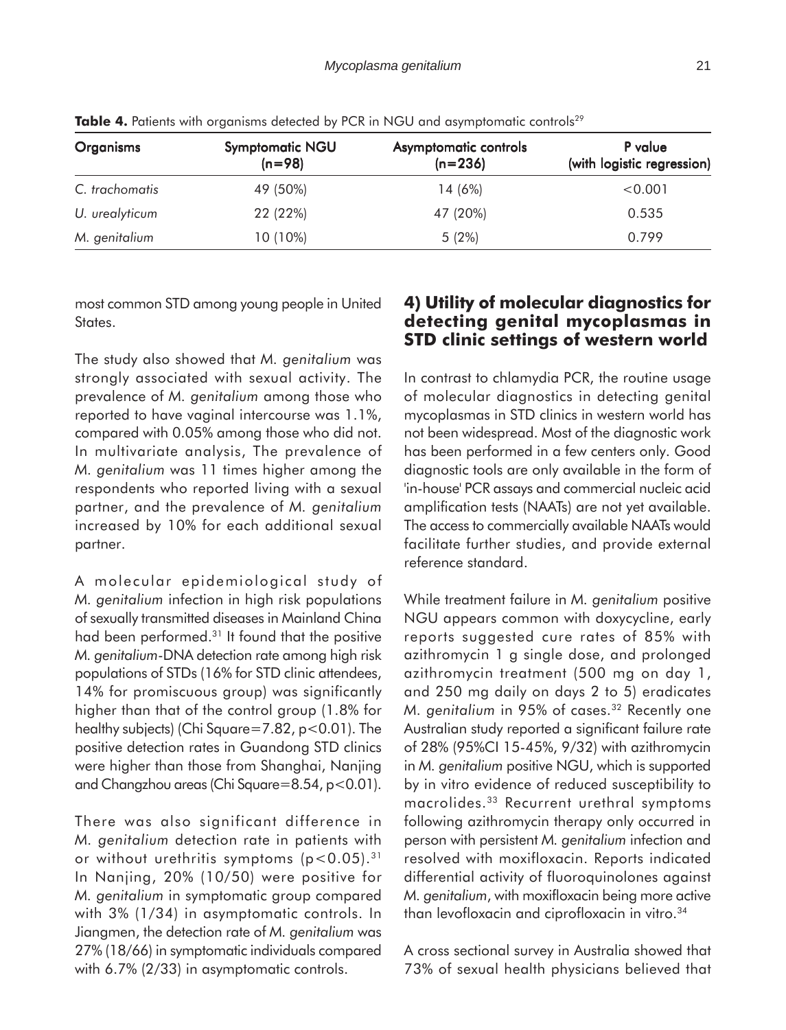**Table 4.** Patients with organisms detected by PCR in NGU and asymptomatic controls[29]

| Organisms | Symptomatic NGU (n=98) | Asymptomatic controls (n=236) | P value (with logistic regression) |
|---|---|---|---|
| *C. trachomatis* | 49 (50%) | 14 (6%) | <0.001 |
| *U. urealyticum* | 22 (22%) | 47 (20%) | 0.535 |
| *M. genitalium* | 10 (10%) | 5 (2%) | 0.799 |

most common STD among young people in United States.

The study also showed that *M. genitalium* was strongly associated with sexual activity. The prevalence of *M. genitalium* among those who reported to have vaginal intercourse was 1.1%, compared with 0.05% among those who did not. In multivariate analysis, The prevalence of *M. genitalium* was 11 times higher among the respondents who reported living with a sexual partner, and the prevalence of *M. genitalium* increased by 10% for each additional sexual partner.

A molecular epidemiological study of *M. genitalium* infection in high risk populations of sexually transmitted diseases in Mainland China had been performed.[31] It found that the positive *M. genitalium*-DNA detection rate among high risk populations of STDs (16% for STD clinic attendees, 14% for promiscuous group) was significantly higher than that of the control group (1.8% for healthy subjects) (Chi Square=7.82, $p<0.01$). The positive detection rates in Guandong STD clinics were higher than those from Shanghai, Nanjing and Changzhou areas (Chi Square=8.54, $p<0.01$).

There was also significant difference in *M. genitalium* detection rate in patients with or without urethritis symptoms ($p<0.05$).[31] In Nanjing, 20% (10/50) were positive for *M. genitalium* in symptomatic group compared with 3% (1/34) in asymptomatic controls. In Jiangmen, the detection rate of *M. genitalium* was 27% (18/66) in symptomatic individuals compared with 6.7% (2/33) in asymptomatic controls.

## 4) Utility of molecular diagnostics for detecting genital mycoplasmas in STD clinic settings of western world

In contrast to chlamydia PCR, the routine usage of molecular diagnostics in detecting genital mycoplasmas in STD clinics in western world has not been widespread. Most of the diagnostic work has been performed in a few centers only. Good diagnostic tools are only available in the form of 'in-house' PCR assays and commercial nucleic acid amplification tests (NAATs) are not yet available. The access to commercially available NAATs would facilitate further studies, and provide external reference standard.

While treatment failure in *M. genitalium* positive NGU appears common with doxycycline, early reports suggested cure rates of 85% with azithromycin 1 g single dose, and prolonged azithromycin treatment (500 mg on day 1, and 250 mg daily on days 2 to 5) eradicates *M. genitalium* in 95% of cases.[32] Recently one Australian study reported a significant failure rate of 28% (95%CI 15-45%, 9/32) with azithromycin in *M. genitalium* positive NGU, which is supported by in vitro evidence of reduced susceptibility to macrolides.[33] Recurrent urethral symptoms following azithromycin therapy only occurred in person with persistent *M. genitalium* infection and resolved with moxifloxacin. Reports indicated differential activity of fluoroquinolones against *M. genitalium*, with moxifloxacin being more active than levofloxacin and ciprofloxacin in vitro.[34]

A cross sectional survey in Australia showed that 73% of sexual health physicians believed that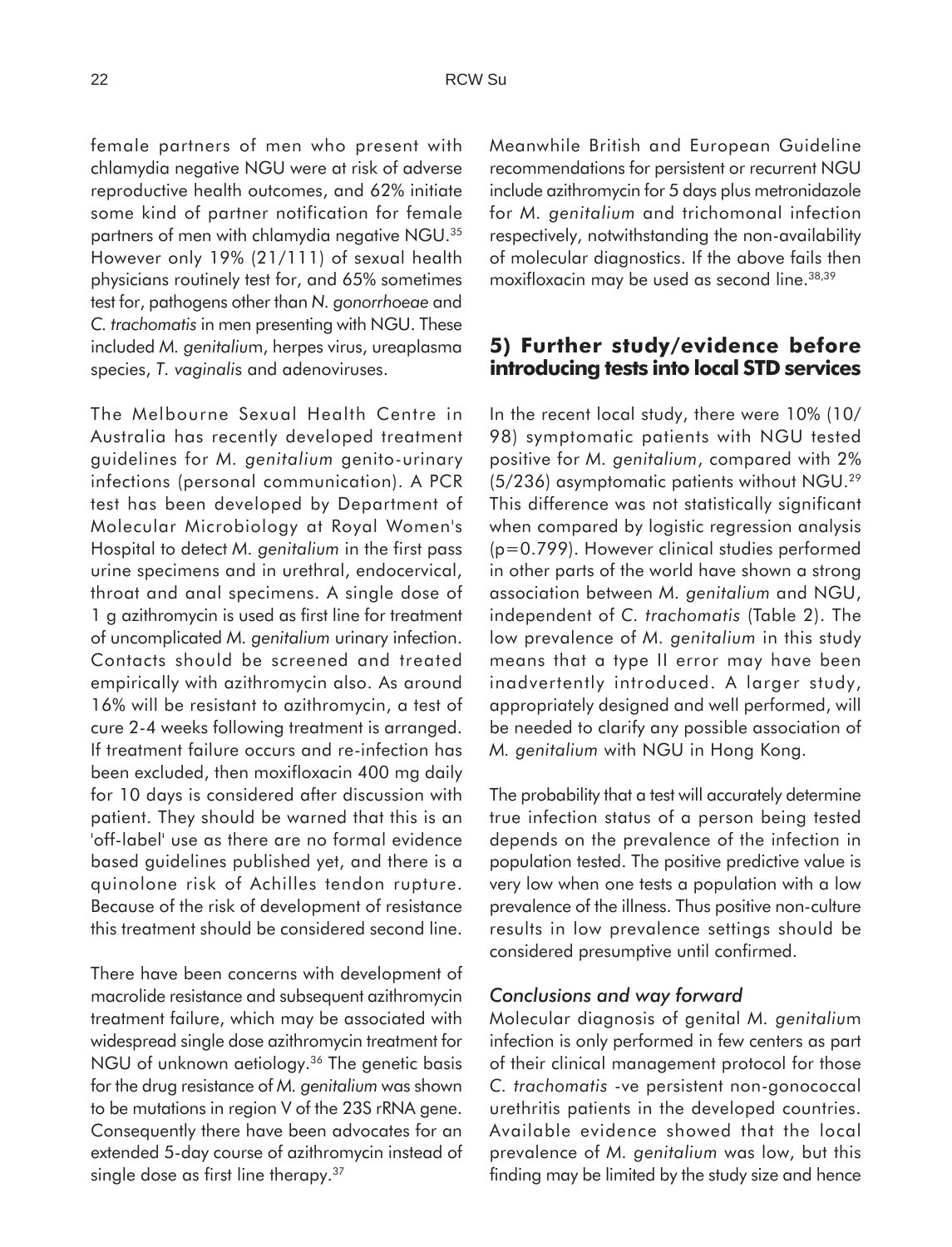female partners of men who present with chlamydia negative NGU were at risk of adverse reproductive health outcomes, and 62% initiate some kind of partner notification for female partners of men with chlamydia negative NGU.[35] However only 19% (21/111) of sexual health physicians routinely test for, and 65% sometimes test for, pathogens other than *N. gonorrhoeae* and *C. trachomatis* in men presenting with NGU. These included *M. genitalium*, herpes virus, ureaplasma species, *T. vaginalis* and adenoviruses.

The Melbourne Sexual Health Centre in Australia has recently developed treatment guidelines for *M. genitalium* genito-urinary infections (personal communication). A PCR test has been developed by Department of Molecular Microbiology at Royal Women's Hospital to detect *M. genitalium* in the first pass urine specimens and in urethral, endocervical, throat and anal specimens. A single dose of 1 g azithromycin is used as first line for treatment of uncomplicated *M. genitalium* urinary infection. Contacts should be screened and treated empirically with azithromycin also. As around 16% will be resistant to azithromycin, a test of cure 2-4 weeks following treatment is arranged. If treatment failure occurs and re-infection has been excluded, then moxifloxacin 400 mg daily for 10 days is considered after discussion with patient. They should be warned that this is an 'off-label' use as there are no formal evidence based guidelines published yet, and there is a quinolone risk of Achilles tendon rupture. Because of the risk of development of resistance this treatment should be considered second line.

There have been concerns with development of macrolide resistance and subsequent azithromycin treatment failure, which may be associated with widespread single dose azithromycin treatment for NGU of unknown aetiology.[36] The genetic basis for the drug resistance of *M. genitalium* was shown to be mutations in region V of the 23S rRNA gene. Consequently there have been advocates for an extended 5-day course of azithromycin instead of single dose as first line therapy.[37]

Meanwhile British and European Guideline recommendations for persistent or recurrent NGU include azithromycin for 5 days plus metronidazole for *M. genitalium* and trichomonal infection respectively, notwithstanding the non-availability of molecular diagnostics. If the above fails then moxifloxacin may be used as second line.[38,39]

## 5) Further study/evidence before introducing tests into local STD services

In the recent local study, there were 10% (10/98) symptomatic patients with NGU tested positive for *M. genitalium*, compared with 2% (5/236) asymptomatic patients without NGU.[29] This difference was not statistically significant when compared by logistic regression analysis ($p=0.799$). However clinical studies performed in other parts of the world have shown a strong association between *M. genitalium* and NGU, independent of *C. trachomatis* (Table 2). The low prevalence of *M. genitalium* in this study means that a type II error may have been inadvertently introduced. A larger study, appropriately designed and well performed, will be needed to clarify any possible association of *M. genitalium* with NGU in Hong Kong.

The probability that a test will accurately determine true infection status of a person being tested depends on the prevalence of the infection in population tested. The positive predictive value is very low when one tests a population with a low prevalence of the illness. Thus positive non-culture results in low prevalence settings should be considered presumptive until confirmed.

### *Conclusions and way forward*

Molecular diagnosis of genital *M. genitalium* infection is only performed in few centers as part of their clinical management protocol for those *C. trachomatis* -ve persistent non-gonococcal urethritis patients in the developed countries. Available evidence showed that the local prevalence of *M. genitalium* was low, but this finding may be limited by the study size and hence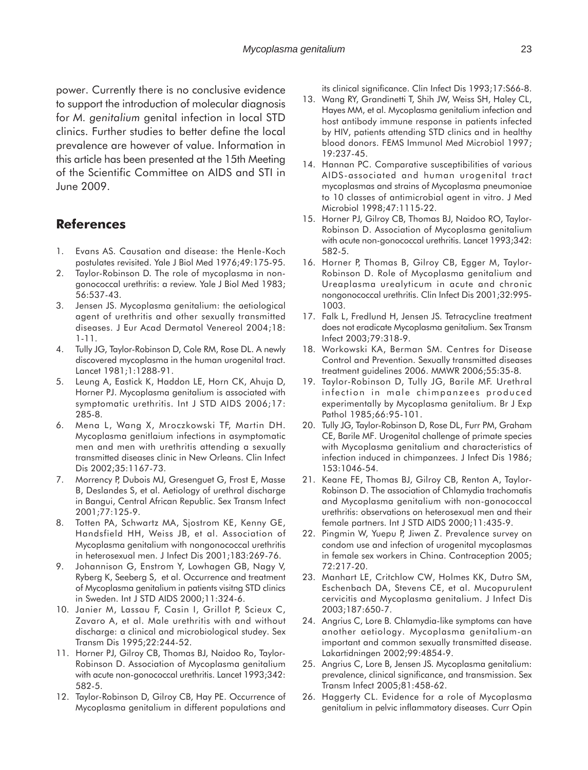power. Currently there is no conclusive evidence to support the introduction of molecular diagnosis for *M. genitalium* genital infection in local STD clinics. Further studies to better define the local prevalence are however of value. Information in this article has been presented at the 15th Meeting of the Scientific Committee on AIDS and STI in June 2009.

## References

1. Evans AS. Causation and disease: the Henle-Koch postulates revisited. Yale J Biol Med 1976;49:175-95.
2. Taylor-Robinson D. The role of mycoplasma in non-gonococcal urethritis: a review. Yale J Biol Med 1983; 56:537-43.
3. Jensen JS. Mycoplasma genitalium: the aetiological agent of urethritis and other sexually transmitted diseases. J Eur Acad Dermatol Venereol 2004;18: 1-11.
4. Tully JG, Taylor-Robinson D, Cole RM, Rose DL. A newly discovered mycoplasma in the human urogenital tract. Lancet 1981;1:1288-91.
5. Leung A, Eastick K, Haddon LE, Horn CK, Ahuja D, Horner PJ. Mycoplasma genitalium is associated with symptomatic urethritis. Int J STD AIDS 2006;17: 285-8.
6. Mena L, Wang X, Mroczkowski TF, Martin DH. Mycoplasma genitlaium infections in asymptomatic men and men with urethritis attending a sexually transmitted diseases clinic in New Orleans. Clin Infect Dis 2002;35:1167-73.
7. Morrency P, Dubois MJ, Gresenguet G, Frost E, Masse B, Deslandes S, et al. Aetiology of urethral discharge in Bangui, Central African Republic. Sex Transm Infect 2001;77:125-9.
8. Totten PA, Schwartz MA, Sjostrom KE, Kenny GE, Handsfield HH, Weiss JB, et al. Association of Mycoplasma genitalium with nongonococcal urethritis in heterosexual men. J Infect Dis 2001;183:269-76.
9. Johannison G, Enstrom Y, Lowhagen GB, Nagy V, Ryberg K, Seeberg S, et al. Occurrence and treatment of Mycoplasma genitalium in patients visitng STD clinics in Sweden. Int J STD AIDS 2000;11:324-6.
10. Janier M, Lassau F, Casin I, Grillot P, Scieux C, Zavaro A, et al. Male urethritis with and without discharge: a clinical and microbiological studey. Sex Transm Dis 1995;22:244-52.
11. Horner PJ, Gilroy CB, Thomas BJ, Naidoo Ro, Taylor-Robinson D. Association of Mycoplasma genitalium with acute non-gonococcal urethritis. Lancet 1993;342: 582-5.
12. Taylor-Robinson D, Gilroy CB, Hay PE. Occurrence of Mycoplasma genitalium in different populations and its clinical significance. Clin Infect Dis 1993;17:S66-8.
13. Wang RY, Grandinetti T, Shih JW, Weiss SH, Haley CL, Hayes MM, et al. Mycoplasma genitalium infection and host antibody immune response in patients infected by HIV, patients attending STD clinics and in healthy blood donors. FEMS Immunol Med Microbiol 1997; 19:237-45.
14. Hannan PC. Comparative susceptibilities of various AIDS-associated and human urogenital tract mycoplasmas and strains of Mycoplasma pneumoniae to 10 classes of antimicrobial agent in vitro. J Med Microbiol 1998;47:1115-22.
15. Horner PJ, Gilroy CB, Thomas BJ, Naidoo RO, Taylor-Robinson D. Association of Mycoplasma genitalium with acute non-gonococcal urethritis. Lancet 1993;342: 582-5.
16. Horner P, Thomas B, Gilroy CB, Egger M, Taylor-Robinson D. Role of Mycoplasma genitalium and Ureaplasma urealyticum in acute and chronic nongonococcal urethritis. Clin Infect Dis 2001;32:995-1003.
17. Falk L, Fredlund H, Jensen JS. Tetracycline treatment does not eradicate Mycoplasma genitalium. Sex Transm Infect 2003;79:318-9.
18. Workowski KA, Berman SM. Centres for Disease Control and Prevention. Sexually transmitted diseases treatment guidelines 2006. MMWR 2006;55:35-8.
19. Taylor-Robinson D, Tully JG, Barile MF. Urethral infection in male chimpanzees produced experimentally by Mycoplasma genitalium. Br J Exp Pathol 1985;66:95-101.
20. Tully JG, Taylor-Robinson D, Rose DL, Furr PM, Graham CE, Barile MF. Urogenital challenge of primate species with Mycoplasma genitalium and characteristics of infection induced in chimpanzees. J Infect Dis 1986; 153:1046-54.
21. Keane FE, Thomas BJ, Gilroy CB, Renton A, Taylor-Robinson D. The association of Chlamydia trachomatis and Mycoplasma genitalium with non-gonococcal urethritis: observations on heterosexual men and their female partners. Int J STD AIDS 2000;11:435-9.
22. Pingmin W, Yuepu P, Jiwen Z. Prevalence survey on condom use and infection of urogenital mycoplasmas in female sex workers in China. Contraception 2005; 72:217-20.
23. Manhart LE, Critchlow CW, Holmes KK, Dutro SM, Eschenbach DA, Stevens CE, et al. Mucopurulent cervicitis and Mycoplasma genitalium. J Infect Dis 2003;187:650-7.
24. Angrius C, Lore B. Chlamydia-like symptoms can have another aetiology. Mycoplasma genitalium-an important and common sexually transmitted disease. Lakartidningen 2002;99:4854-9.
25. Angrius C, Lore B, Jensen JS. Mycoplasma genitalium: prevalence, clinical significance, and transmission. Sex Transm Infect 2005;81:458-62.
26. Haggerty CL. Evidence for a role of Mycoplasma genitalium in pelvic inflammatory diseases. Curr Opin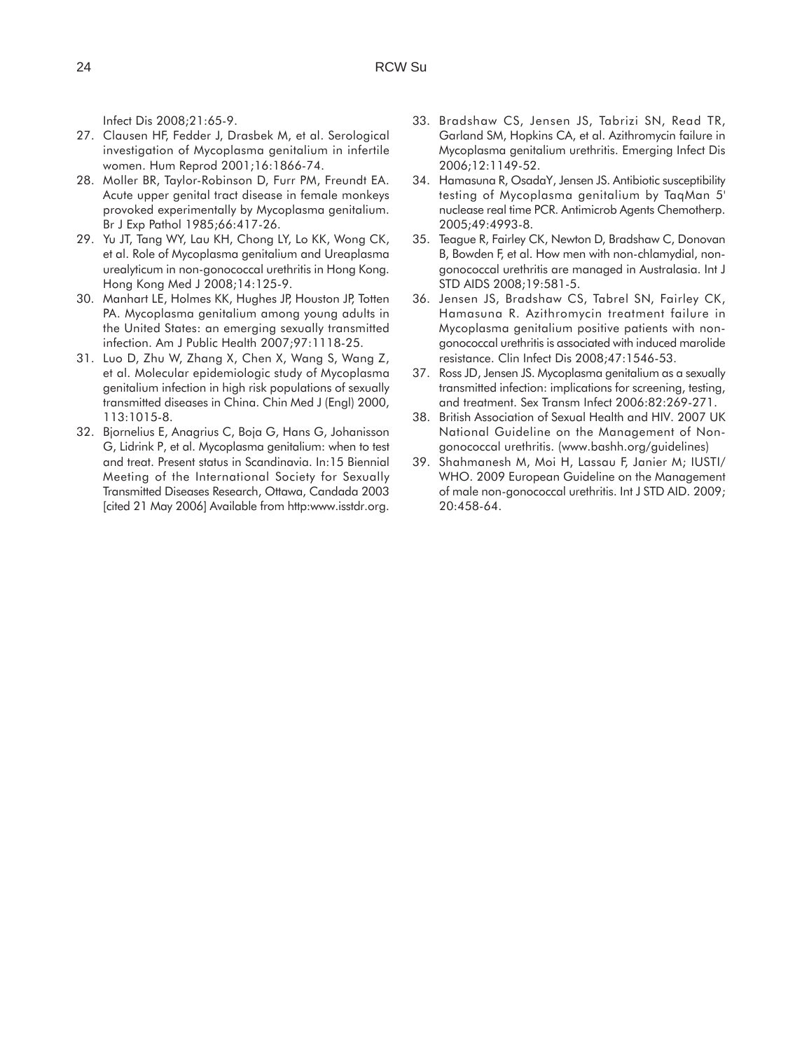Infect Dis 2008;21:65-9.

27. Clausen HF, Fedder J, Drasbek M, et al. Serological investigation of Mycoplasma genitalium in infertile women. Hum Reprod 2001;16:1866-74.
28. Moller BR, Taylor-Robinson D, Furr PM, Freundt EA. Acute upper genital tract disease in female monkeys provoked experimentally by Mycoplasma genitalium. Br J Exp Pathol 1985;66:417-26.
29. Yu JT, Tang WY, Lau KH, Chong LY, Lo KK, Wong CK, et al. Role of Mycoplasma genitalium and Ureaplasma urealyticum in non-gonococcal urethritis in Hong Kong. Hong Kong Med J 2008;14:125-9.
30. Manhart LE, Holmes KK, Hughes JP, Houston JP, Totten PA. Mycoplasma genitalium among young adults in the United States: an emerging sexually transmitted infection. Am J Public Health 2007;97:1118-25.
31. Luo D, Zhu W, Zhang X, Chen X, Wang S, Wang Z, et al. Molecular epidemiologic study of Mycoplasma genitalium infection in high risk populations of sexually transmitted diseases in China. Chin Med J (Engl) 2000, 113:1015-8.
32. Bjornelius E, Anagrius C, Boja G, Hans G, Johanisson G, Lidrink P, et al. Mycoplasma genitalium: when to test and treat. Present status in Scandinavia. In:15 Biennial Meeting of the International Society for Sexually Transmitted Diseases Research, Ottawa, Candada 2003 [cited 21 May 2006] Available from http:www.isstdr.org.
33. Bradshaw CS, Jensen JS, Tabrizi SN, Read TR, Garland SM, Hopkins CA, et al. Azithromycin failure in Mycoplasma genitalium urethritis. Emerging Infect Dis 2006;12:1149-52.
34. Hamasuna R, OsadaY, Jensen JS. Antibiotic susceptibility testing of Mycoplasma genitalium by TaqMan 5' nuclease real time PCR. Antimicrob Agents Chemotherp. 2005;49:4993-8.
35. Teague R, Fairley CK, Newton D, Bradshaw C, Donovan B, Bowden F, et al. How men with non-chlamydial, non-gonococcal urethritis are managed in Australasia. Int J STD AIDS 2008;19:581-5.
36. Jensen JS, Bradshaw CS, Tabrel SN, Fairley CK, Hamasuna R. Azithromycin treatment failure in Mycoplasma genitalium positive patients with non-gonococcal urethritis is associated with induced marolide resistance. Clin Infect Dis 2008;47:1546-53.
37. Ross JD, Jensen JS. Mycoplasma genitalium as a sexually transmitted infection: implications for screening, testing, and treatment. Sex Transm Infect 2006:82:269-271.
38. British Association of Sexual Health and HIV. 2007 UK National Guideline on the Management of Non-gonococcal urethritis. (www.bashh.org/guidelines)
39. Shahmanesh M, Moi H, Lassau F, Janier M; IUSTI/WHO. 2009 European Guideline on the Management of male non-gonococcal urethritis. Int J STD AID. 2009; 20:458-64.